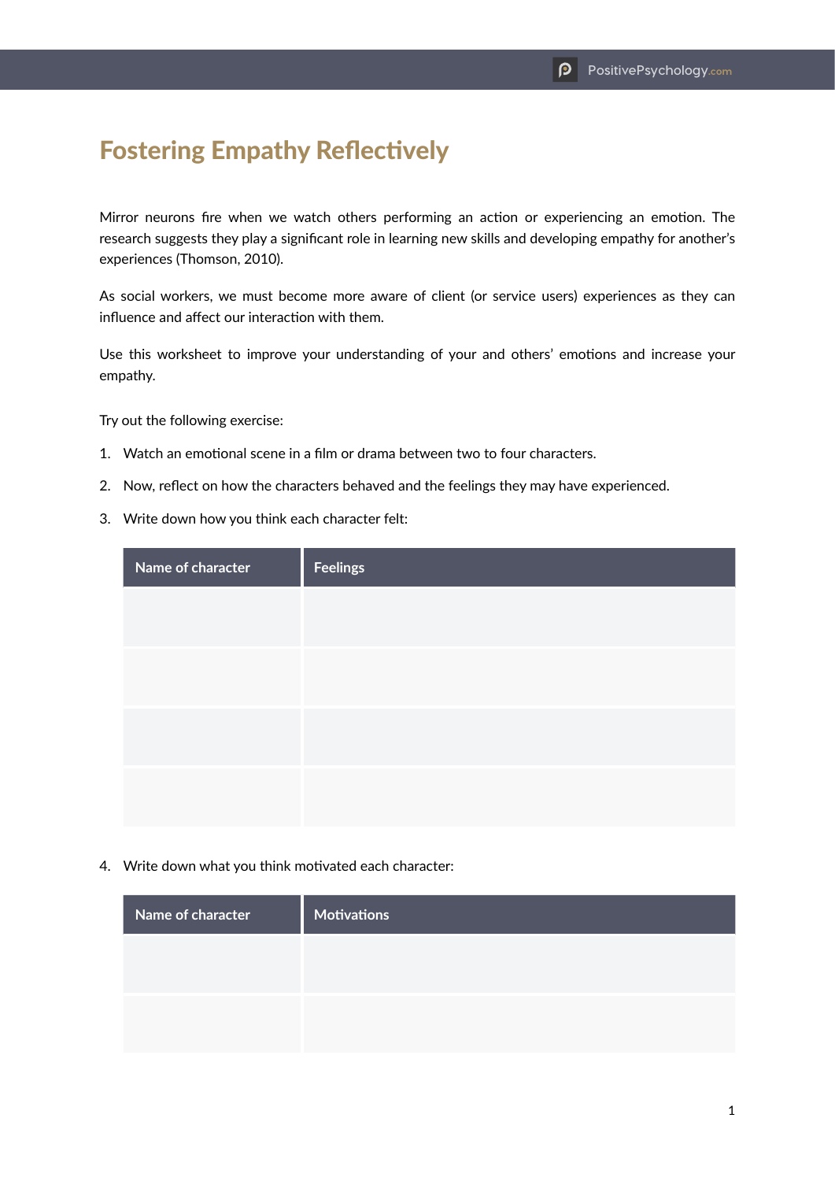# Fostering Empathy Reflectively

Mirror neurons fire when we watch others performing an action or experiencing an emotion. The research suggests they play a significant role in learning new skills and developing empathy for another's experiences (Thomson, 2010).

As social workers, we must become more aware of client (or service users) experiences as they can influence and affect our interaction with them.

Use this worksheet to improve your understanding of your and others' emotions and increase your empathy.

Try out the following exercise:

1. Watch an emotional scene in a film or drama between two to four characters.
2. Now, reflect on how the characters behaved and the feelings they may have experienced.
3. Write down how you think each character felt:

| Name of character | Feelings |
|---|---|
| | |
| | |
| | |
| | |

4. Write down what you think motivated each character:

| Name of character | Motivations |
|---|---|
| | |
| | |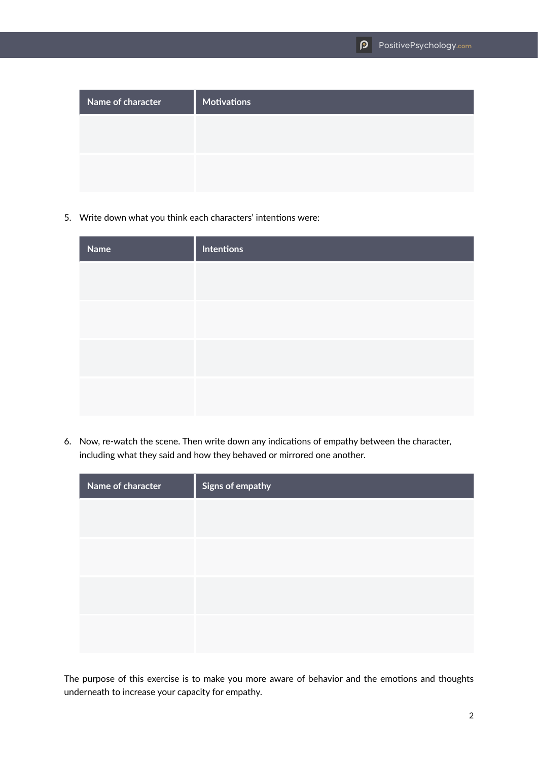| Name of character | Motivations |
| --- | --- |
| | |
| | |

5. Write down what you think each characters' intentions were:

| Name | Intentions |
| --- | --- |
| | |
| | |
| | |
| | |

6. Now, re-watch the scene. Then write down any indications of empathy between the character, including what they said and how they behaved or mirrored one another.

| Name of character | Signs of empathy |
| --- | --- |
| | |
| | |
| | |
| | |

The purpose of this exercise is to make you more aware of behavior and the emotions and thoughts underneath to increase your capacity for empathy.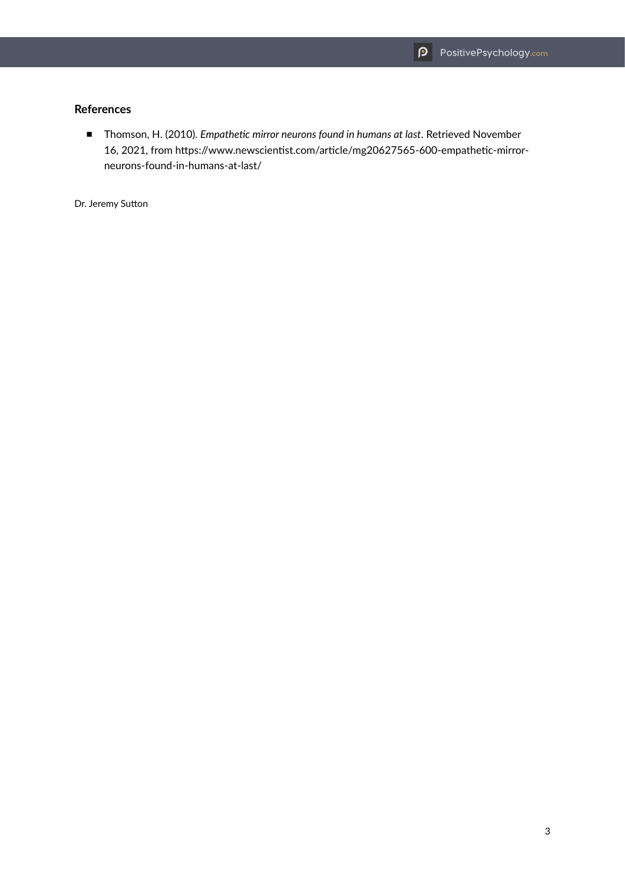## References

- Thomson, H. (2010). *Empathetic mirror neurons found in humans at last*. Retrieved November 16, 2021, from https://www.newscientist.com/article/mg20627565-600-empathetic-mirror-neurons-found-in-humans-at-last/

Dr. Jeremy Sutton